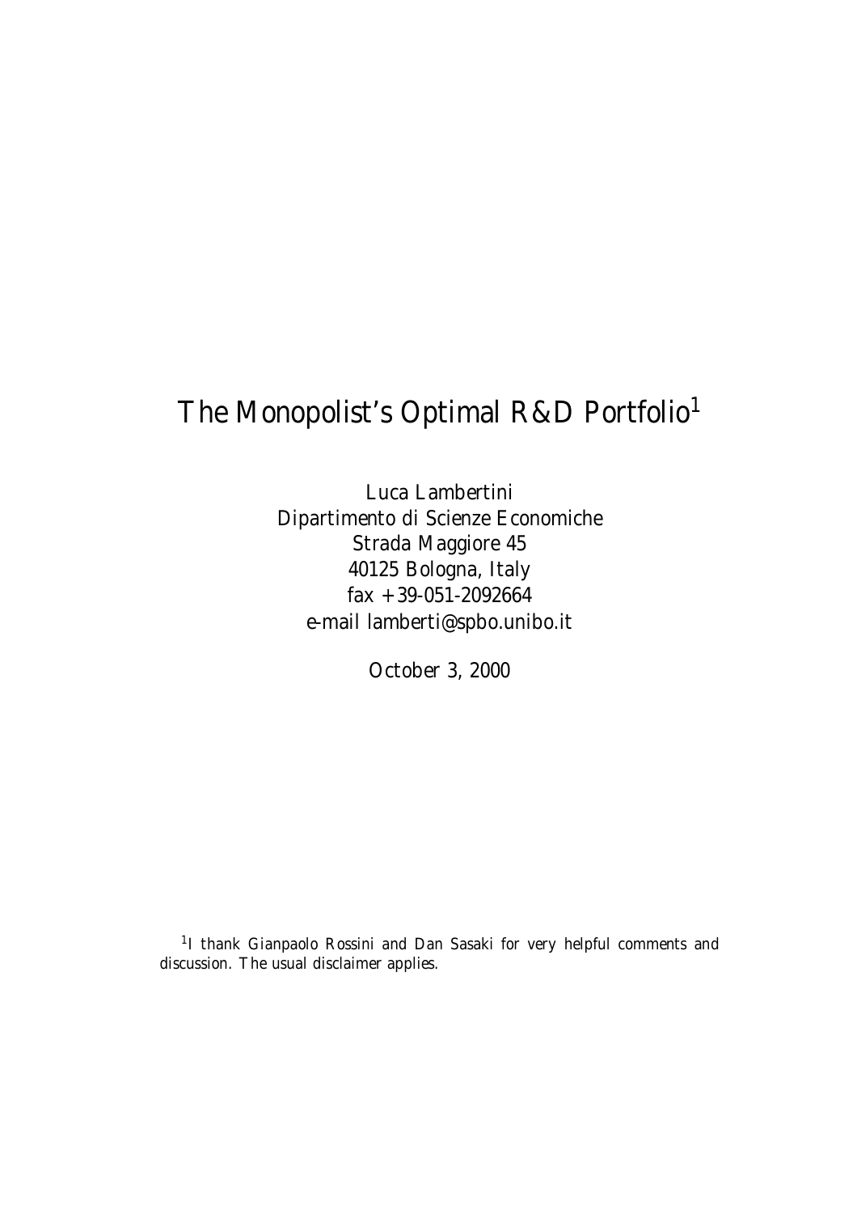# The Monopolist's Optimal R&D Portfolio[1]

Luca Lambertini
Dipartimento di Scienze Economiche
Strada Maggiore 45
40125 Bologna, Italy
fax +39-051-2092664
e-mail lamberti@spbo.unibo.it

October 3, 2000

[1] I thank Gianpaolo Rossini and Dan Sasaki for very helpful comments and discussion. The usual disclaimer applies.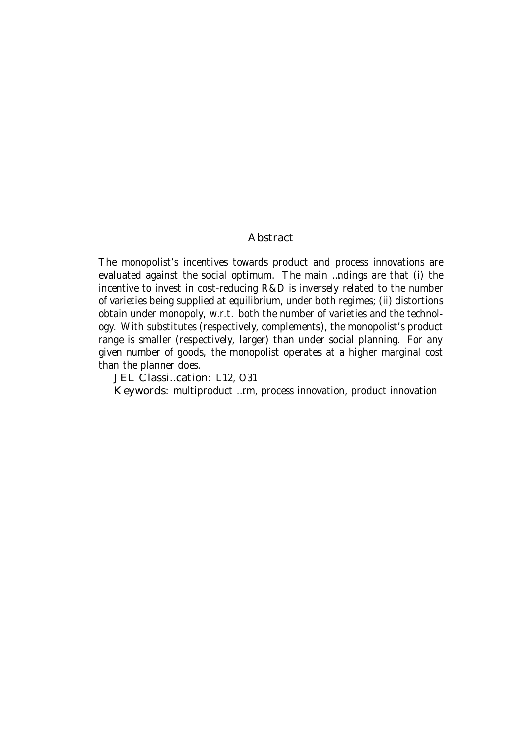## Abstract

The monopolist's incentives towards product and process innovations are evaluated against the social optimum. The main ..ndings are that (i) the incentive to invest in cost-reducing R&D is inversely related to the number of varieties being supplied at equilibrium, under both regimes; (ii) distortions obtain under monopoly, w.r.t. both the number of varieties and the technology. With substitutes (respectively, complements), the monopolist's product range is smaller (respectively, larger) than under social planning. For any given number of goods, the monopolist operates at a higher marginal cost than the planner does.

**JEL Classi..cation:** L12, O31

**Keywords:** multiproduct ..rm, process innovation, product innovation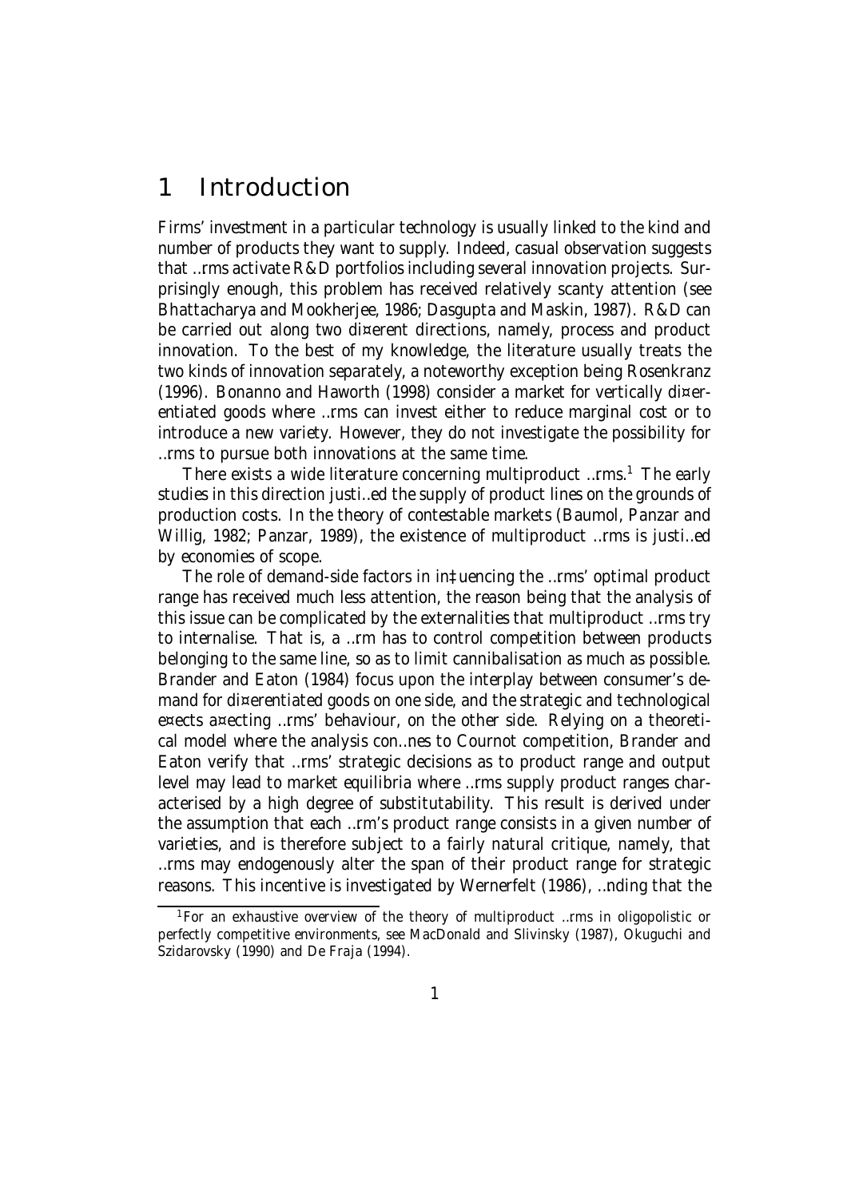# 1 Introduction

Firms' investment in a particular technology is usually linked to the kind and number of products they want to supply. Indeed, casual observation suggests that firms activate R&D portfolios including several innovation projects. Surprisingly enough, this problem has received relatively scanty attention (see Bhattacharya and Mookherjee, 1986; Dasgupta and Maskin, 1987). R&D can be carried out along two different directions, namely, process and product innovation. To the best of my knowledge, the literature usually treats the two kinds of innovation separately, a noteworthy exception being Rosenkranz (1996). Bonanno and Haworth (1998) consider a market for vertically differentiated goods where firms can invest either to reduce marginal cost or to introduce a new variety. However, they do not investigate the possibility for firms to pursue both innovations at the same time.

There exists a wide literature concerning multiproduct firms.[1] The early studies in this direction justified the supply of product lines on the grounds of production costs. In the theory of contestable markets (Baumol, Panzar and Willig, 1982; Panzar, 1989), the existence of multiproduct firms is justified by economies of scope.

The role of demand-side factors in influencing the firms' optimal product range has received much less attention, the reason being that the analysis of this issue can be complicated by the externalities that multiproduct firms try to internalise. That is, a firm has to control competition between products belonging to the same line, so as to limit cannibalisation as much as possible. Brander and Eaton (1984) focus upon the interplay between consumer's demand for differentiated goods on one side, and the strategic and technological effects affecting firms' behaviour, on the other side. Relying on a theoretical model where the analysis confines to Cournot competition, Brander and Eaton verify that firms' strategic decisions as to product range and output level may lead to market equilibria where firms supply product ranges characterised by a high degree of substitutability. This result is derived under the assumption that each firm's product range consists in a given number of varieties, and is therefore subject to a fairly natural critique, namely, that firms may endogenously alter the span of their product range for strategic reasons. This incentive is investigated by Wernerfelt (1986), finding that the

[1] For an exhaustive overview of the theory of multiproduct firms in oligopolistic or perfectly competitive environments, see MacDonald and Slivinsky (1987), Okuguchi and Szidarovsky (1990) and De Fraja (1994).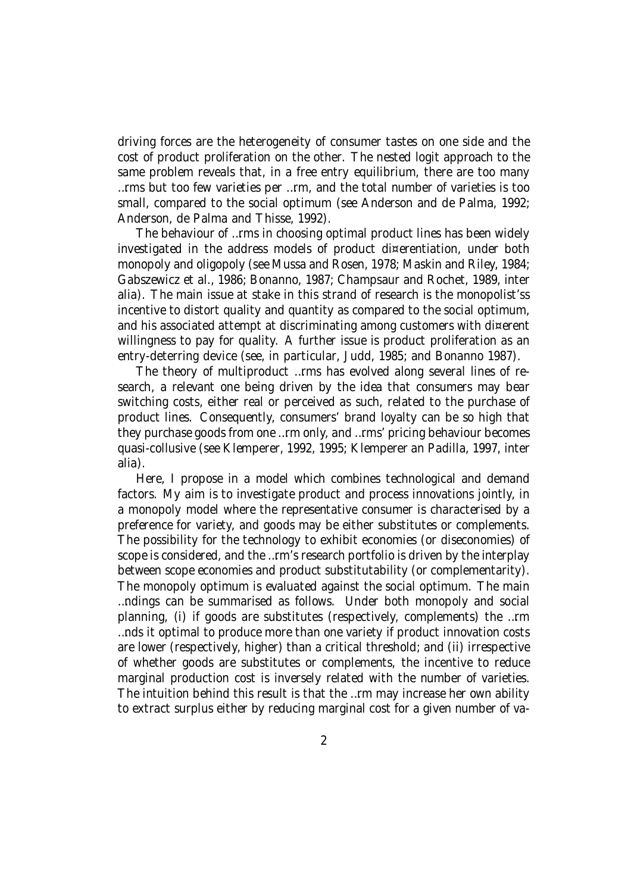driving forces are the heterogeneity of consumer tastes on one side and the cost of product proliferation on the other. The nested logit approach to the same problem reveals that, in a free entry equilibrium, there are too many firms but too few varieties per firm, and the total number of varieties is too small, compared to the social optimum (see Anderson and de Palma, 1992; Anderson, de Palma and Thisse, 1992).

The behaviour of firms in choosing optimal product lines has been widely investigated in the address models of product differentiation, under both monopoly and oligopoly (see Mussa and Rosen, 1978; Maskin and Riley, 1984; Gabszewicz et al., 1986; Bonanno, 1987; Champsaur and Rochet, 1989, inter alia). The main issue at stake in this strand of research is the monopolist'ss incentive to distort quality and quantity as compared to the social optimum, and his associated attempt at discriminating among customers with different willingness to pay for quality. A further issue is product proliferation as an entry-deterring device (see, in particular, Judd, 1985; and Bonanno 1987).

The theory of multiproduct firms has evolved along several lines of research, a relevant one being driven by the idea that consumers may bear switching costs, either real or perceived as such, related to the purchase of product lines. Consequently, consumers' brand loyalty can be so high that they purchase goods from one firm only, and firms' pricing behaviour becomes quasi-collusive (see Klemperer, 1992, 1995; Klemperer an Padilla, 1997, inter alia).

Here, I propose in a model which combines technological and demand factors. My aim is to investigate product and process innovations jointly, in a monopoly model where the representative consumer is characterised by a preference for variety, and goods may be either substitutes or complements. The possibility for the technology to exhibit economies (or diseconomies) of scope is considered, and the firm's research portfolio is driven by the interplay between scope economies and product substitutability (or complementarity). The monopoly optimum is evaluated against the social optimum. The main findings can be summarised as follows. Under both monopoly and social planning, (i) if goods are substitutes (respectively, complements) the firm finds it optimal to produce more than one variety if product innovation costs are lower (respectively, higher) than a critical threshold; and (ii) irrespective of whether goods are substitutes or complements, the incentive to reduce marginal production cost is inversely related with the number of varieties. The intuition behind this result is that the firm may increase her own ability to extract surplus either by reducing marginal cost for a given number of va-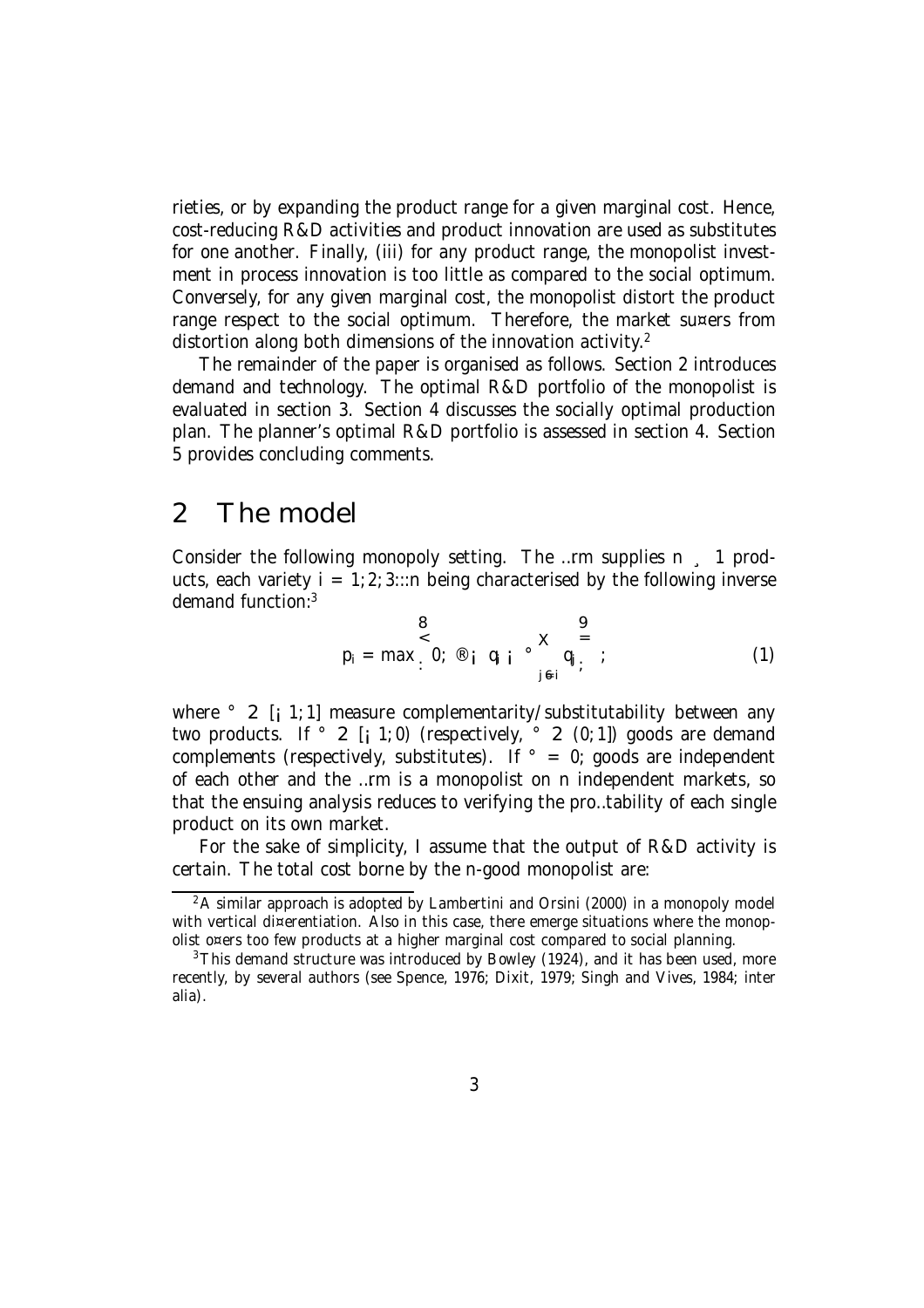rieties, or by expanding the product range for a given marginal cost. Hence, cost-reducing R&D activities and product innovation are used as substitutes for one another. Finally, (iii) for any product range, the monopolist investment in process innovation is too little as compared to the social optimum. Conversely, for any given marginal cost, the monopolist distort the product range respect to the social optimum. Therefore, the market suffers from distortion along both dimensions of the innovation activity.[2]

The remainder of the paper is organised as follows. Section 2 introduces demand and technology. The optimal R&D portfolio of the monopolist is evaluated in section 3. Section 4 discusses the socially optimal production plan. The planner's optimal R&D portfolio is assessed in section 4. Section 5 provides concluding comments.

## 2 The model

Consider the following monopoly setting. The firm supplies $n \geq 1$ products, each variety $i = 1, 2, 3...n$ being characterised by the following inverse demand function:[3]

$$p_i = \max \left\{ 0, \alpha - q_i - \gamma \sum_{j \neq i} q_j \right\}, \tag{1}$$

where $\gamma \in [-1, 1]$ measure complementarity/substitutability between any two products. If $\gamma \in [-1, 0)$ (respectively, $\gamma \in (0, 1]$) goods are demand complements (respectively, substitutes). If $\gamma = 0$, goods are independent of each other and the firm is a monopolist on $n$ independent markets, so that the ensuing analysis reduces to verifying the profitability of each single product on its own market.

For the sake of simplicity, I assume that the output of R&D activity is certain. The total cost borne by the $n$-good monopolist are:

[2] A similar approach is adopted by Lambertini and Orsini (2000) in a monopoly model with vertical differentiation. Also in this case, there emerge situations where the monopolist offers too few products at a higher marginal cost compared to social planning.

[3] This demand structure was introduced by Bowley (1924), and it has been used, more recently, by several authors (see Spence, 1976; Dixit, 1979; Singh and Vives, 1984; inter alia).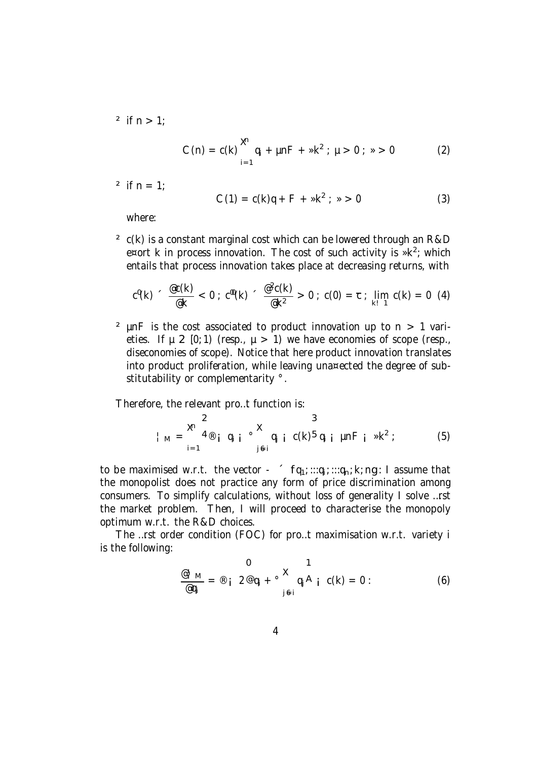- if $n > 1$;

$$C(n) = c(k) \sum_{i=1}^{n} q_i + \mu n F + \xi k^2 \; ; \; \mu > 0 \; ; \; \xi > 0 \tag{2}$$

- if $n = 1$;

$$C(1) = c(k) q + F + \xi k^2 \; ; \; \xi > 0 \tag{3}$$

where:

- $c(k)$ is a constant marginal cost which can be lowered through an R&D effort $k$ in process innovation. The cost of such activity is $\xi k^2$; which entails that process innovation takes place at decreasing returns, with

$$c'(k) \equiv \frac{\partial c(k)}{\partial k} < 0 \; ; \; c''(k) \equiv \frac{\partial^2 c(k)}{\partial k^2} > 0 \; ; \; c(0) = \overline{c} \; ; \; \lim_{k \to \infty} c(k) = 0 \tag{4}$$

- $\mu n F$ is the cost associated to product innovation up to $n > 1$ varieties. If $\mu \in [0; 1)$ (resp., $\mu > 1$) we have economies of scope (resp., diseconomies of scope). Notice that here product innovation translates into product proliferation, while leaving unaffected the degree of substitutability or complementarity $\gamma$.

Therefore, the relevant profit function is:

$$\Pi_M = \sum_{i=1}^{n} \left[ \alpha - q_i - \gamma \sum_{j \neq i} q_j - c(k) \right] q_i - \mu n F - \xi k^2 \; ; \tag{5}$$

to be maximised w.r.t. the vector $\Omega \equiv \{q_1; ...q_i; ...q_n; k; n\}$. I assume that the monopolist does not practice any form of price discrimination among consumers. To simplify calculations, without loss of generality I solve first the market problem. Then, I will proceed to characterise the monopoly optimum w.r.t. the R&D choices.

The first order condition (FOC) for profit maximisation w.r.t. variety $i$ is the following:

$$\frac{\partial \Pi_M}{\partial q_i} = \alpha - 2 \left( q_i + \gamma \sum_{j \neq i} q_j \right) - c(k) = 0 \, . \tag{6}$$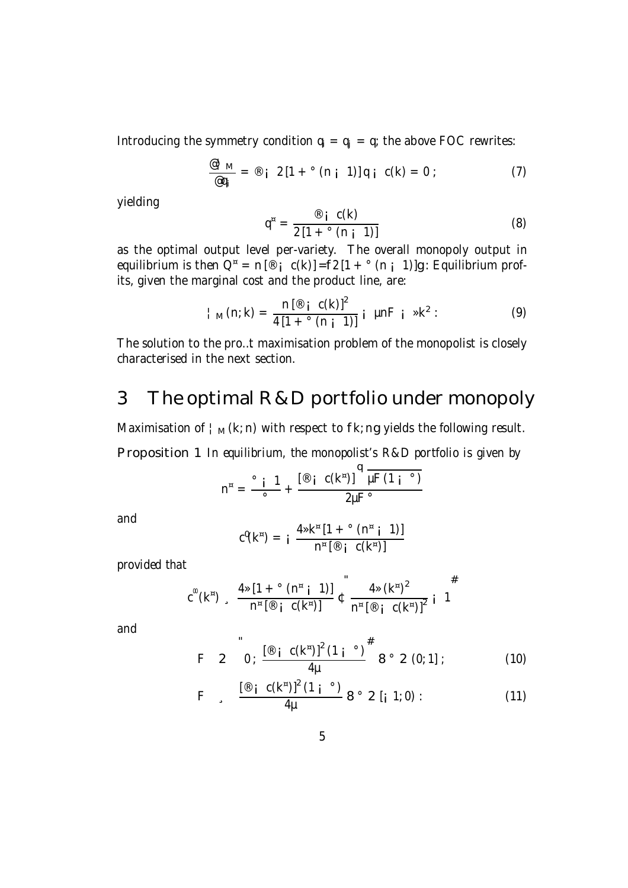Introducing the symmetry condition $q_i = q_j = q$; the above FOC rewrites:

$$\frac{\partial \Pi_M}{\partial q_i} = \alpha - 2\left[1 + \gamma\left(n - 1\right)\right]q - c(k) = 0\,; \tag{7}$$

yielding

$$q^* = \frac{\alpha - c(k)}{2\left[1 + \gamma\left(n - 1\right)\right]} \tag{8}$$

as the optimal output level per-variety. The overall monopoly output in equilibrium is then $Q^* = n\left[\alpha - c(k)\right]/\{2\left[1 + \gamma\left(n - 1\right)\right]\}$. Equilibrium profits, given the marginal cost and the product line, are:

$$\Pi_M(n;k) = \frac{n\left[\alpha - c(k)\right]^2}{4\left[1 + \gamma\left(n - 1\right)\right]} - \mu nF - \xi k^2\,. \tag{9}$$

The solution to the profit maximisation problem of the monopolist is closely characterised in the next section.

# 3 The optimal R&D portfolio under monopoly

Maximisation of $\Pi_M(k;n)$ with respect to $\{k;n\}$ yields the following result.

**Proposition 1** *In equilibrium, the monopolist's R&D portfolio is given by*

$$n^* = \frac{\gamma - 1}{\gamma} + \frac{\left[\alpha - c(k^*)\right]\sqrt{\mu F\left(1 - \gamma\right)}}{2\mu F\gamma}$$

*and*

$$c'(k^*) = -\frac{4\xi k^*\left[1 + \gamma\left(n^* - 1\right)\right]}{n^*\left[\alpha - c(k^*)\right]}$$

*provided that*

$$c''(k^*) \geq \frac{4\xi\left[1 + \gamma\left(n^* - 1\right)\right]}{n^*\left[\alpha - c(k^*)\right]} \cdot \left[\frac{4\xi\left(k^*\right)^2}{n^*\left[\alpha - c(k^*)\right]^2} - 1\right]$$

*and*

$$F \in \left(0;\, \frac{\left[\alpha - c(k^*)\right]^2\left(1 - \gamma\right)}{4\mu}\right] \;\forall\, \gamma \in (0;1]\,; \tag{10}$$

$$F \geq \frac{\left[\alpha - c(k^*)\right]^2\left(1 - \gamma\right)}{4\mu} \;\forall\, \gamma \in [-1;0)\,. \tag{11}$$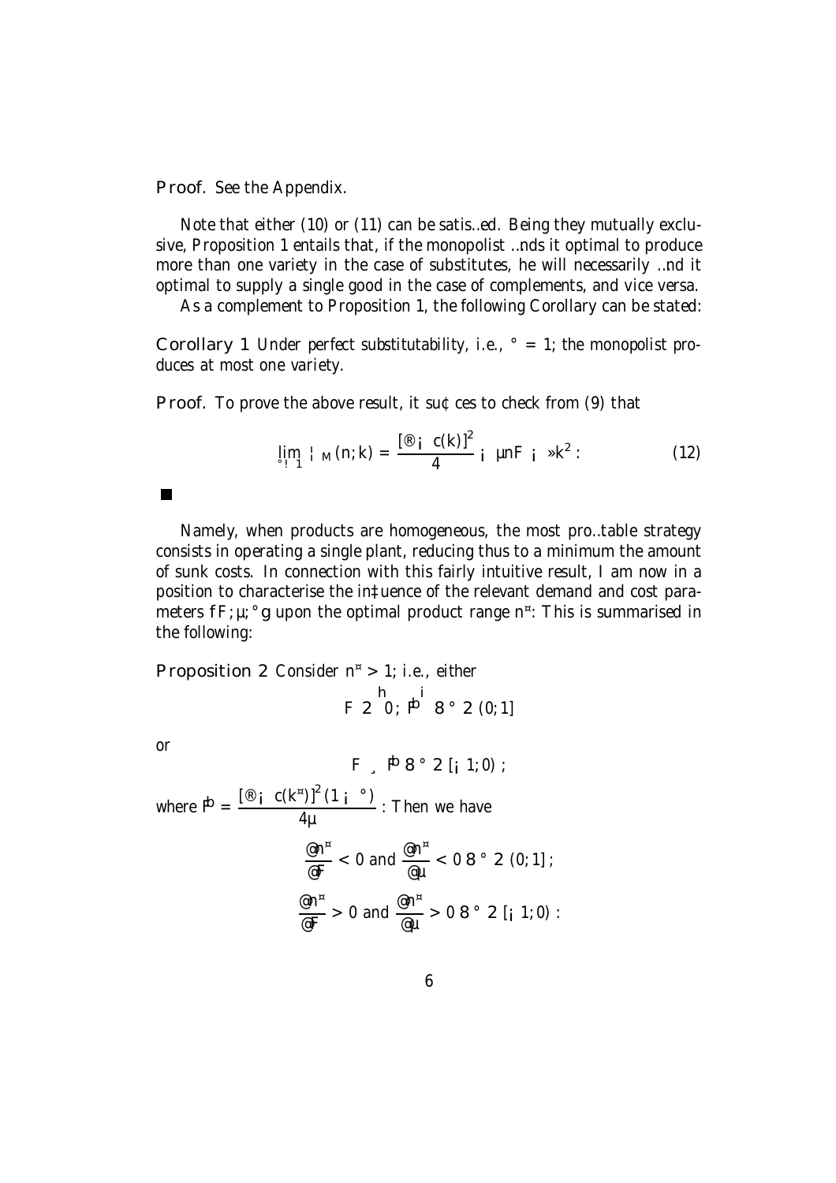**Proof.** See the Appendix.

Note that either (10) or (11) can be satisfied. Being they mutually exclusive, Proposition 1 entails that, if the monopolist finds it optimal to produce more than one variety in the case of substitutes, he will necessarily find it optimal to supply a single good in the case of complements, and vice versa.

As a complement to Proposition 1, the following Corollary can be stated:

**Corollary 1** *Under perfect substitutability, i.e., $\gamma = 1$; the monopolist produces at most one variety.*

**Proof.** To prove the above result, it suffices to check from (9) that

$$\lim_{\gamma \to 1} \pi_M(n; k) = \frac{[\alpha - c(k)]^2}{4} - \mu n F - \xi k^2 : \tag{12}$$

■

Namely, when products are homogeneous, the most profitable strategy consists in operating a single plant, reducing thus to a minimum the amount of sunk costs. In connection with this fairly intuitive result, I am now in a position to characterise the influence of the relevant demand and cost parameters $\{F; \mu; \gamma\}$ upon the optimal product range $n^*$: This is summarised in the following:

**Proposition 2** *Consider $n^* > 1$; i.e., either*

$$F \in \left(0; \hat{F}\right] \; \forall \gamma \in (0; 1]$$

*or*

$$F \geq \hat{F} \; \forall \gamma \in [-1; 0) ;$$

*where $\hat{F} = \dfrac{[\alpha - c(k^*)]^2 (1 - \gamma)}{4\mu}$ : Then we have*

$$\frac{\partial n^*}{\partial F} < 0 \text{ and } \frac{\partial n^*}{\partial \mu} < 0 \; \forall \gamma \in (0; 1] ;$$

$$\frac{\partial n^*}{\partial F} > 0 \text{ and } \frac{\partial n^*}{\partial \mu} > 0 \; \forall \gamma \in [-1; 0) :$$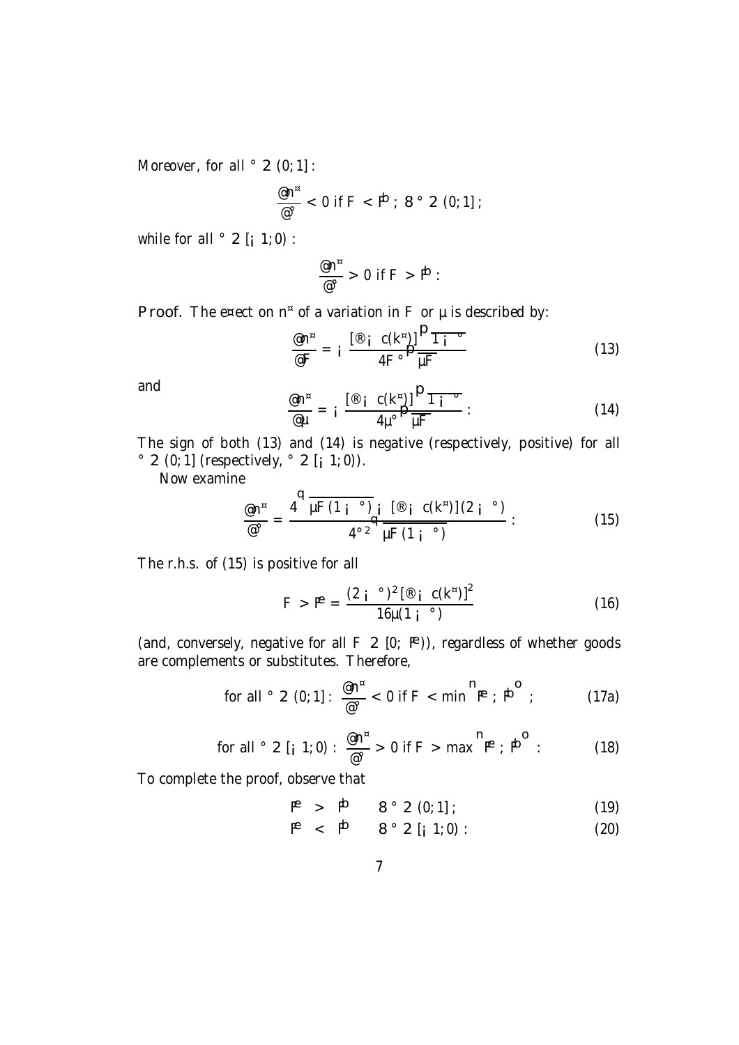Moreover, for all $\gamma \in (0;1]$:

$$\frac{\partial n^*}{\partial \gamma} < 0 \text{ if } F < \hat{F}; \; \forall \gamma \in (0;1];$$

while for all $\gamma \in [-1;0)$:

$$\frac{\partial n^*}{\partial \gamma} > 0 \text{ if } F > \hat{F}:$$

**Proof.** The effect on $n^*$ of a variation in $F$ or $\mu$ is described by:

$$\frac{\partial n^*}{\partial F} = -\frac{[\alpha - c(k^*)]\sqrt{1-\gamma}}{4F\gamma\sqrt{\mu F}} \tag{13}$$

and

$$\frac{\partial n^*}{\partial \mu} = -\frac{[\alpha - c(k^*)]\sqrt{1-\gamma}}{4\mu\gamma\sqrt{\mu F}}: \tag{14}$$

The sign of both (13) and (14) is negative (respectively, positive) for all $\gamma \in (0;1]$ (respectively, $\gamma \in [-1;0)$).

Now examine

$$\frac{\partial n^*}{\partial \gamma} = \frac{4\sqrt{\mu F(1-\gamma)} - [\alpha - c(k^*)](2-\gamma)}{4\gamma^2\sqrt{\mu F(1-\gamma)}}: \tag{15}$$

The r.h.s. of (15) is positive for all

$$F > \tilde{F} = \frac{(2-\gamma)^2[\alpha - c(k^*)]^2}{16\mu(1-\gamma)} \tag{16}$$

(and, conversely, negative for all $F \in [0;\tilde{F})$), regardless of whether goods are complements or substitutes. Therefore,

$$\text{for all } \gamma \in (0;1]: \; \frac{\partial n^*}{\partial \gamma} < 0 \text{ if } F < \min\left\{\tilde{F};\hat{F}\right\}; \tag{17a}$$

$$\text{for all } \gamma \in [-1;0): \; \frac{\partial n^*}{\partial \gamma} > 0 \text{ if } F > \max\left\{\tilde{F};\hat{F}\right\}: \tag{18}$$

To complete the proof, observe that

$$\tilde{F} > \hat{F} \quad \forall \gamma \in (0;1]; \tag{19}$$

$$\tilde{F} < \hat{F} \quad \forall \gamma \in [-1;0): \tag{20}$$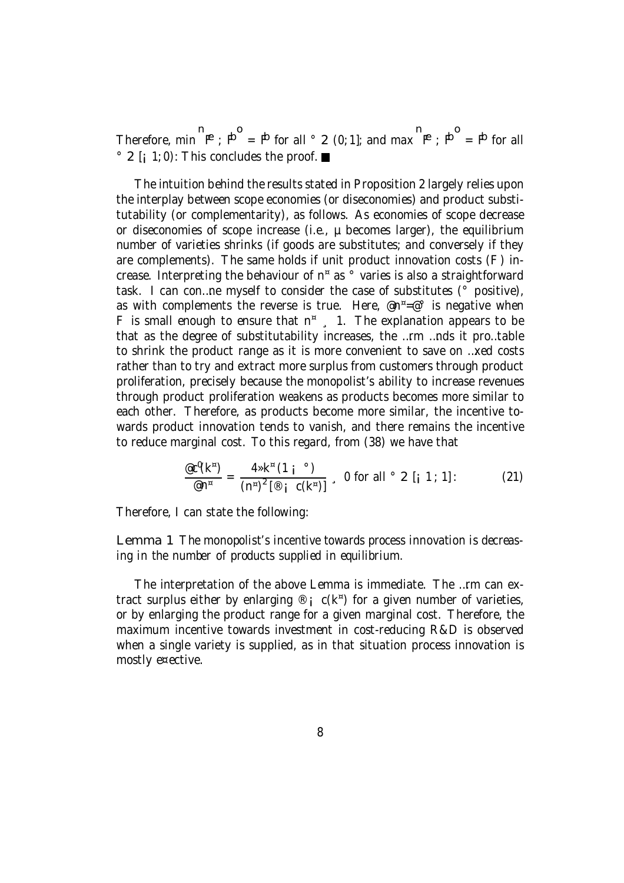Therefore, $\min\left\{\tilde{\Phi};\hat{\Phi}\right\} = \hat{\Phi}$ for all $\gamma \in (0,1]$; and $\max\left\{\tilde{\Phi};\hat{\Phi}\right\} = \hat{\Phi}$ for all $\gamma \in [-1,0)$. This concludes the proof. ■

The intuition behind the results stated in Proposition 2 largely relies upon the interplay between scope economies (or diseconomies) and product substitutability (or complementarity), as follows. As economies of scope decrease or diseconomies of scope increase (i.e., $\mu$ becomes larger), the equilibrium number of varieties shrinks (if goods are substitutes; and conversely if they are complements). The same holds if unit product innovation costs ($F$) increase. Interpreting the behaviour of $n^*$ as $\gamma$ varies is also a straightforward task. I can confine myself to consider the case of substitutes ($\gamma$ positive), as with complements the reverse is true. Here, $\partial n^*/\partial\gamma$ is negative when $F$ is small enough to ensure that $n^* \geq 1$. The explanation appears to be that as the degree of substitutability increases, the firm finds it profitable to shrink the product range as it is more convenient to save on fixed costs rather than to try and extract more surplus from customers through product proliferation, precisely because the monopolist's ability to increase revenues through product proliferation weakens as products becomes more similar to each other. Therefore, as products become more similar, the incentive towards product innovation tends to vanish, and there remains the incentive to reduce marginal cost. To this regard, from (38) we have that

$$\frac{\partial c'(k^*)}{\partial n^*} = \frac{4\lambda k^*(1-\gamma)}{(n^*)^2[\alpha - c(k^*)]} \geq 0 \text{ for all } \gamma \in [-1;1]. \tag{21}$$

Therefore, I can state the following:

**Lemma 1** *The monopolist's incentive towards process innovation is decreasing in the number of products supplied in equilibrium.*

The interpretation of the above Lemma is immediate. The firm can extract surplus either by enlarging $\alpha - c(k^*)$ for a given number of varieties, or by enlarging the product range for a given marginal cost. Therefore, the maximum incentive towards investment in cost-reducing R&D is observed when a single variety is supplied, as in that situation process innovation is mostly effective.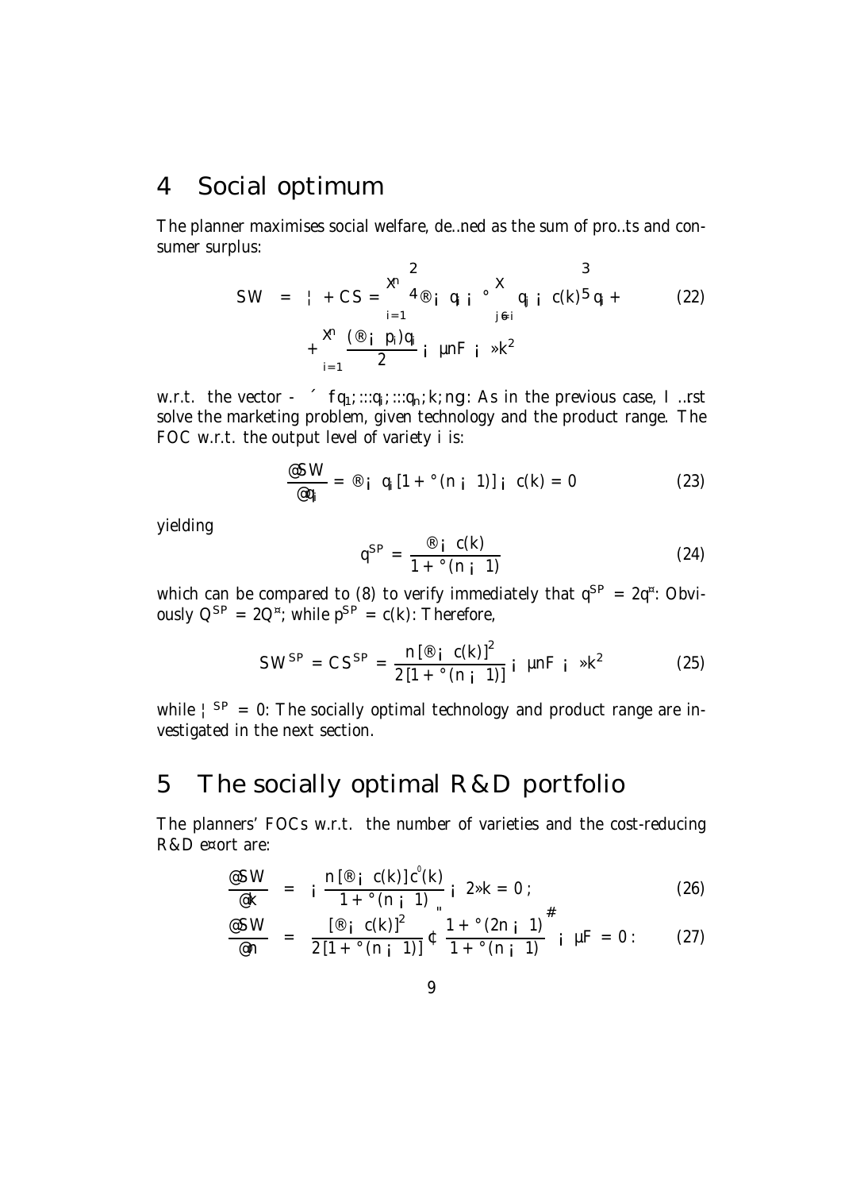## 4 Social optimum

The planner maximises social welfare, defined as the sum of profits and consumer surplus:

$$SW = \Pi + CS = \sum_{i=1}^{n} \left[ \alpha - q_i - \gamma \sum_{j \neq i} q_j - c(k) \right] q_i + \tag{22}$$

$$+ \sum_{i=1}^{n} \frac{(\alpha - p_i) q_i}{2} - \mu n F - \lambda k^2$$

w.r.t. the vector $\Omega \equiv \{q_1; ...q_i; ...q_n; k; n\}$. As in the previous case, I first solve the marketing problem, given technology and the product range. The FOC w.r.t. the output level of variety $i$ is:

$$\frac{\partial SW}{\partial q_i} = \alpha - q_i [1 + \gamma (n - 1)] - c(k) = 0 \tag{23}$$

yielding

$$q^{SP} = \frac{\alpha - c(k)}{1 + \gamma (n - 1)} \tag{24}$$

which can be compared to (8) to verify immediately that $q^{SP} = 2q^*$. Obviously $Q^{SP} = 2Q^*$, while $p^{SP} = c(k)$. Therefore,

$$SW^{SP} = CS^{SP} = \frac{n [\alpha - c(k)]^2}{2 [1 + \gamma (n - 1)]} - \mu n F - \lambda k^2 \tag{25}$$

while $\Pi^{SP} = 0$. The socially optimal technology and product range are investigated in the next section.

## 5 The socially optimal R&D portfolio

The planners' FOCs w.r.t. the number of varieties and the cost-reducing R&D effort are:

$$\frac{\partial SW}{\partial k} = -\frac{n [\alpha - c(k)] c'(k)}{1 + \gamma (n - 1)} - 2\lambda k = 0 ; \tag{26}$$

$$\frac{\partial SW}{\partial n} = \frac{[\alpha - c(k)]^2}{2 [1 + \gamma (n - 1)]} \cdot \left[ \frac{1 + \gamma (2n - 1)}{1 + \gamma (n - 1)} \right] - \mu F = 0 . \tag{27}$$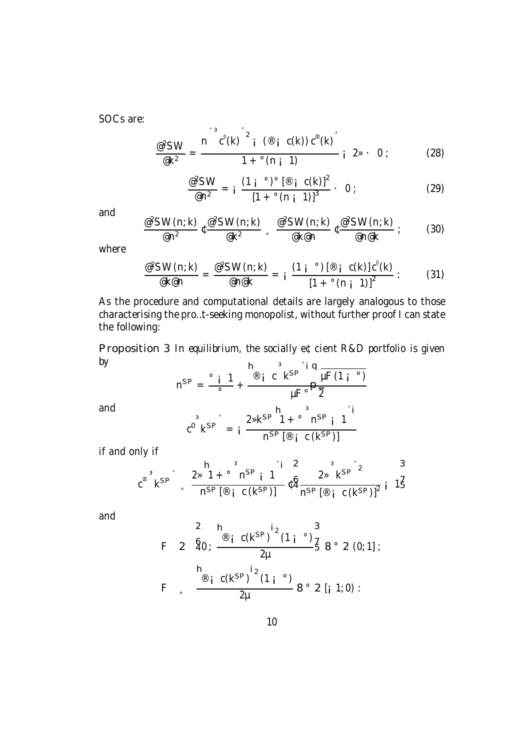SOCs are:

$$\frac{\partial^2 SW}{\partial k^2} = \frac{n\left[\left(c'(k)\right)^2 - (\alpha - c(k))\, c''(k)\right]}{1 + \gamma(n-1)} - 2\lambda \leq 0\,; \tag{28}$$

$$\frac{\partial^2 SW}{\partial n^2} = -\frac{(1-\gamma)\gamma\,[\alpha - c(k)]^2}{[1+\gamma(n-1)]^3} \leq 0\,; \tag{29}$$

and

$$\frac{\partial^2 SW(n;k)}{\partial n^2} \cdot \frac{\partial^2 SW(n;k)}{\partial k^2} \geq \frac{\partial^2 SW(n;k)}{\partial k \partial n} \cdot \frac{\partial^2 SW(n;k)}{\partial n \partial k}\,; \tag{30}$$

where

$$\frac{\partial^2 SW(n;k)}{\partial k \partial n} = \frac{\partial^2 SW(n;k)}{\partial n \partial k} = -\frac{(1-\gamma)\,[\alpha - c(k)]\, c'(k)}{[1+\gamma(n-1)]^2}\,. \tag{31}$$

As the procedure and computational details are largely analogous to those characterising the profit-seeking monopolist, without further proof I can state the following:

**Proposition 3** *In equilibrium, the socially efficient R&D portfolio is given by*

$$n^{SP} = \frac{\gamma - 1}{\gamma} + \frac{\left[\alpha - c\left(k^{SP}\right)\right]\sqrt{\mu F(1-\gamma)}}{\mu F \gamma \sqrt{2}}$$

*and*

$$c'\left(k^{SP}\right) = -\frac{2\lambda k^{SP}\left[1 + \gamma\left(n^{SP} - 1\right)\right]}{n^{SP}\,[\alpha - c(k^{SP})]}$$

*if and only if*

$$c''\left(k^{SP}\right) \geq \frac{2\lambda\left[1 + \gamma\left(n^{SP} - 1\right)\right]}{n^{SP}\,[\alpha - c(k^{SP})]} \cdot \left[\frac{2\lambda\left(k^{SP}\right)^2}{n^{SP}\,[\alpha - c(k^{SP})]^2} - 1\right]$$

*and*

$$F \in \left(0;\ \frac{\left[\alpha - c(k^{SP})\right]^2 (1-\gamma)}{2\mu}\right] \ \forall \gamma \in (0,1]\,;$$

$$F \geq \frac{\left[\alpha - c(k^{SP})\right]^2 (1-\gamma)}{2\mu} \ \forall \gamma \in [-1, 0)\,.$$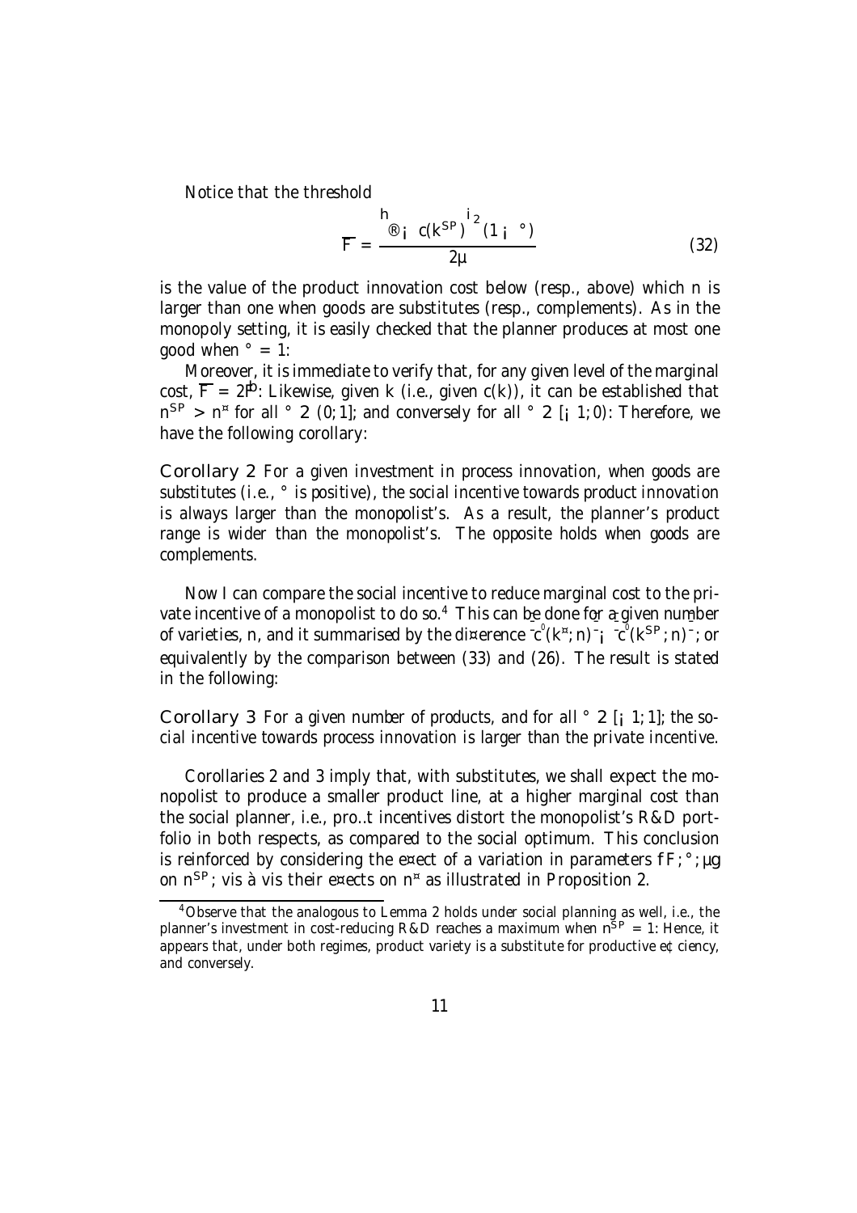Notice that the threshold

$$\overline{F} = \frac{\left[\alpha - c(k^{SP})\right]^2 (1-\gamma)}{2\mu} \tag{32}$$

is the value of the product innovation cost below (resp., above) which $n$ is larger than one when goods are substitutes (resp., complements). As in the monopoly setting, it is easily checked that the planner produces at most one good when $\gamma = 1$.

Moreover, it is immediate to verify that, for any given level of the marginal cost, $\overline{F} = 2\hat{F}$. Likewise, given $k$ (i.e., given $c(k)$), it can be established that $n^{SP} > n^*$ for all $\gamma \in (0;1]$; and conversely for all $\gamma \in [-1;0)$. Therefore, we have the following corollary:

**Corollary 2** *For a given investment in process innovation, when goods are substitutes (i.e., $\gamma$ is positive), the social incentive towards product innovation is always larger than the monopolist's. As a result, the planner's product range is wider than the monopolist's. The opposite holds when goods are complements.*

Now I can compare the social incentive to reduce marginal cost to the private incentive of a monopolist to do so.[4] This can be done for a given number of varieties, $n$, and it summarised by the difference $\left|c'(k^*; n)\right| - \left|c'(k^{SP}; n)\right|$, or equivalently by the comparison between (33) and (26). The result is stated in the following:

**Corollary 3** *For a given number of products, and for all $\gamma \in [-1;1]$, the social incentive towards process innovation is larger than the private incentive.*

Corollaries 2 and 3 imply that, with substitutes, we shall expect the monopolist to produce a smaller product line, at a higher marginal cost than the social planner, i.e., profit incentives distort the monopolist's R&D portfolio in both respects, as compared to the social optimum. This conclusion is reinforced by considering the effect of a variation in parameters $\{F; \gamma; \mu\}$ on $n^{SP}$, vis à vis their effects on $n^*$ as illustrated in Proposition 2.

[4] Observe that the analogous to Lemma 2 holds under social planning as well, i.e., the planner's investment in cost-reducing R&D reaches a maximum when $n^{SP} = 1$. Hence, it appears that, under both regimes, product variety is a substitute for productive efficiency, and conversely.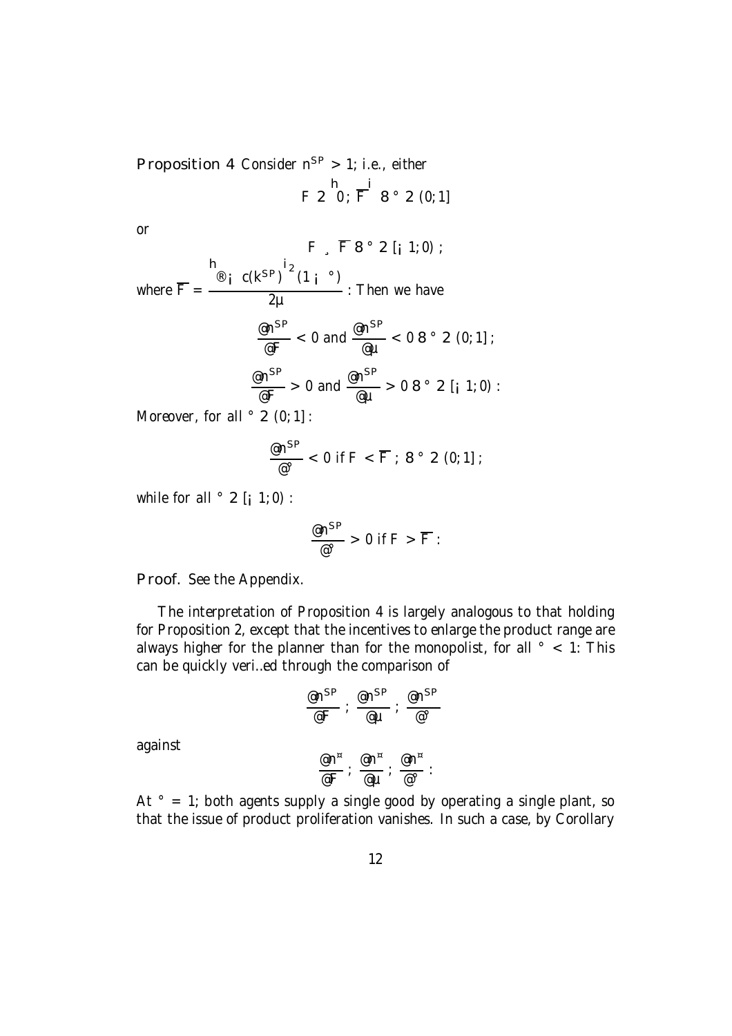**Proposition 4** *Consider $n^{SP} > 1$; i.e., either*

$$F \in \left[0; \overline{F}\right] \; \forall \gamma \in (0; 1]$$

*or*

$$F \geq \overline{F} \; \forall \gamma \in [-1; 0) \; ;$$

*where* $\overline{F} = \dfrac{\left[\alpha - c(k^{SP})\right]^2 (1 - \gamma)}{2\mu}$ *. Then we have*

$$\frac{\partial n^{SP}}{\partial F} < 0 \text{ and } \frac{\partial n^{SP}}{\partial \mu} < 0 \; \forall \gamma \in (0; 1] \; ;$$

$$\frac{\partial n^{SP}}{\partial F} > 0 \text{ and } \frac{\partial n^{SP}}{\partial \mu} > 0 \; \forall \gamma \in [-1; 0) \; :$$

*Moreover, for all* $\gamma \in (0; 1]$ *:*

$$\frac{\partial n^{SP}}{\partial \gamma} < 0 \text{ if } F < \overline{F} \; ; \; \forall \gamma \in (0; 1] \; ;$$

*while for all* $\gamma \in [-1; 0)$ *:*

$$\frac{\partial n^{SP}}{\partial \gamma} > 0 \text{ if } F > \overline{F} \; :$$

**Proof.** See the Appendix.

The interpretation of Proposition 4 is largely analogous to that holding for Proposition 2, except that the incentives to enlarge the product range are always higher for the planner than for the monopolist, for all $\gamma < 1$. This can be quickly verified through the comparison of

$$\frac{\partial n^{SP}}{\partial F} \; ; \; \frac{\partial n^{SP}}{\partial \mu} \; ; \; \frac{\partial n^{SP}}{\partial \gamma}$$

against

$$\frac{\partial n^{*}}{\partial F} \; ; \; \frac{\partial n^{*}}{\partial \mu} \; ; \; \frac{\partial n^{*}}{\partial \gamma} \; :$$

At $\gamma = 1$, both agents supply a single good by operating a single plant, so that the issue of product proliferation vanishes. In such a case, by Corollary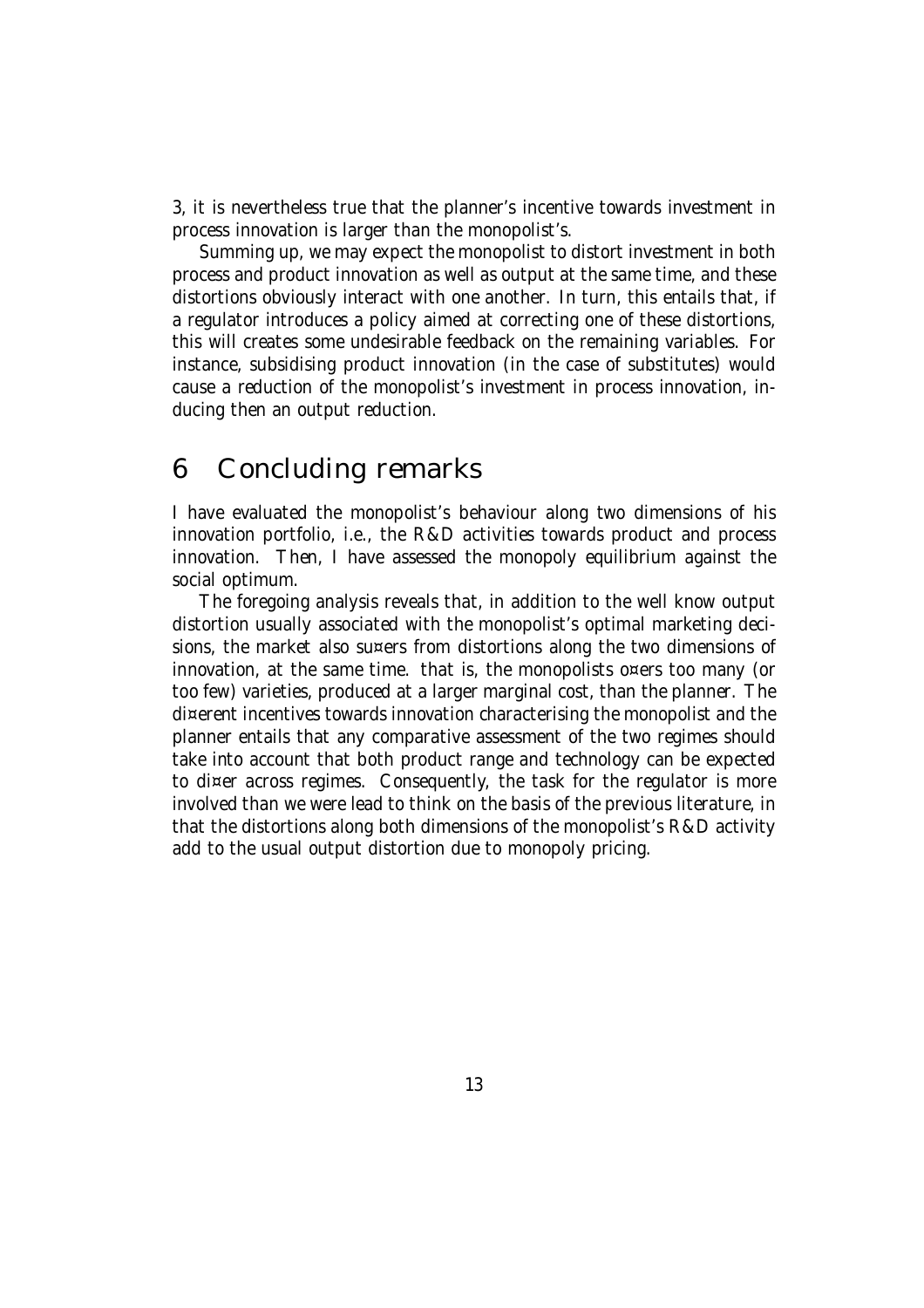3, it is nevertheless true that the planner's incentive towards investment in process innovation is larger than the monopolist's.

Summing up, we may expect the monopolist to distort investment in both process and product innovation as well as output at the same time, and these distortions obviously interact with one another. In turn, this entails that, if a regulator introduces a policy aimed at correcting one of these distortions, this will creates some undesirable feedback on the remaining variables. For instance, subsidising product innovation (in the case of substitutes) would cause a reduction of the monopolist's investment in process innovation, inducing then an output reduction.

# 6 Concluding remarks

I have evaluated the monopolist's behaviour along two dimensions of his innovation portfolio, i.e., the R&D activities towards product and process innovation. Then, I have assessed the monopoly equilibrium against the social optimum.

The foregoing analysis reveals that, in addition to the well know output distortion usually associated with the monopolist's optimal marketing decisions, the market also su¤ers from distortions along the two dimensions of innovation, at the same time. that is, the monopolists o¤ers too many (or too few) varieties, produced at a larger marginal cost, than the planner. The di¤erent incentives towards innovation characterising the monopolist and the planner entails that any comparative assessment of the two regimes should take into account that both product range and technology can be expected to di¤er across regimes. Consequently, the task for the regulator is more involved than we were lead to think on the basis of the previous literature, in that the distortions along both dimensions of the monopolist's R&D activity add to the usual output distortion due to monopoly pricing.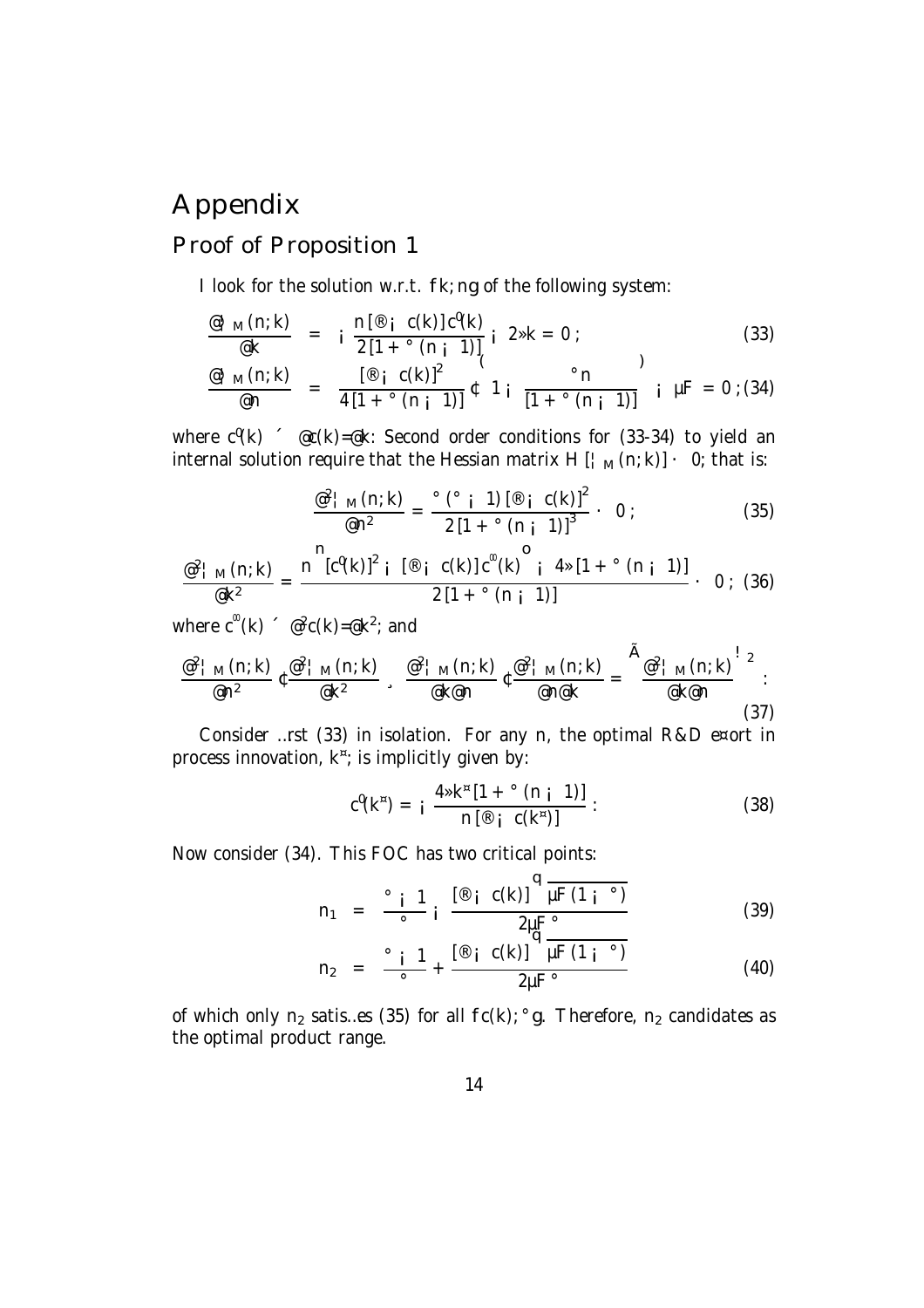# Appendix

## Proof of Proposition 1

I look for the solution w.r.t. $\{k; n\}$ of the following system:

$$\frac{\partial \Pi_M(n;k)}{\partial k} = -\frac{n[\alpha - c(k)]c'(k)}{2[1+\gamma(n-1)]} - 2\lambda k = 0; \tag{33}$$

$$\frac{\partial \Pi_M(n;k)}{\partial n} = \frac{[\alpha - c(k)]^2}{4[1+\gamma(n-1)]} \cdot \left\{1 - \frac{\gamma n}{[1+\gamma(n-1)]}\right\} - \mu F = 0; \tag{34}$$

where $c'(k) \equiv \partial c(k)/\partial k$. Second order conditions for (33-34) to yield an internal solution require that the Hessian matrix $H[\Pi_M(n;k)] \leq 0$; that is:

$$\frac{\partial^2 \Pi_M(n;k)}{\partial n^2} = \frac{\gamma(\gamma-1)[\alpha - c(k)]^2}{2[1+\gamma(n-1)]^3} \leq 0; \tag{35}$$

$$\frac{\partial^2 \Pi_M(n;k)}{\partial k^2} = \frac{n\left\{[c'(k)]^2 - [\alpha - c(k)]c''(k)\right\} - 4\lambda[1+\gamma(n-1)]}{2[1+\gamma(n-1)]} \leq 0; \tag{36}$$

where $c''(k) \equiv \partial^2 c(k)/\partial k^2$; and

$$\frac{\partial^2 \Pi_M(n;k)}{\partial n^2} \cdot \frac{\partial^2 \Pi_M(n;k)}{\partial k^2} \geq \frac{\partial^2 \Pi_M(n;k)}{\partial k \partial n} \cdot \frac{\partial^2 \Pi_M(n;k)}{\partial n \partial k} = \left(\frac{\partial^2 \Pi_M(n;k)}{\partial k \partial n}\right)^2. \tag{37}$$

Consider first (33) in isolation. For any $n$, the optimal R&D effort in process innovation, $k^*$, is implicitly given by:

$$c'(k^*) = -\frac{4\lambda k^*[1+\gamma(n-1)]}{n[\alpha - c(k^*)]}. \tag{38}$$

Now consider (34). This FOC has two critical points:

$$n_1 = \frac{\gamma - 1}{\gamma} - \frac{[\alpha - c(k)]\sqrt{\mu F(1-\gamma)}}{2\mu F \gamma} \tag{39}$$

$$n_2 = \frac{\gamma - 1}{\gamma} + \frac{[\alpha - c(k)]\sqrt{\mu F(1-\gamma)}}{2\mu F \gamma} \tag{40}$$

of which only $n_2$ satisfies (35) for all $\{c(k); \gamma\}$. Therefore, $n_2$ candidates as the optimal product range.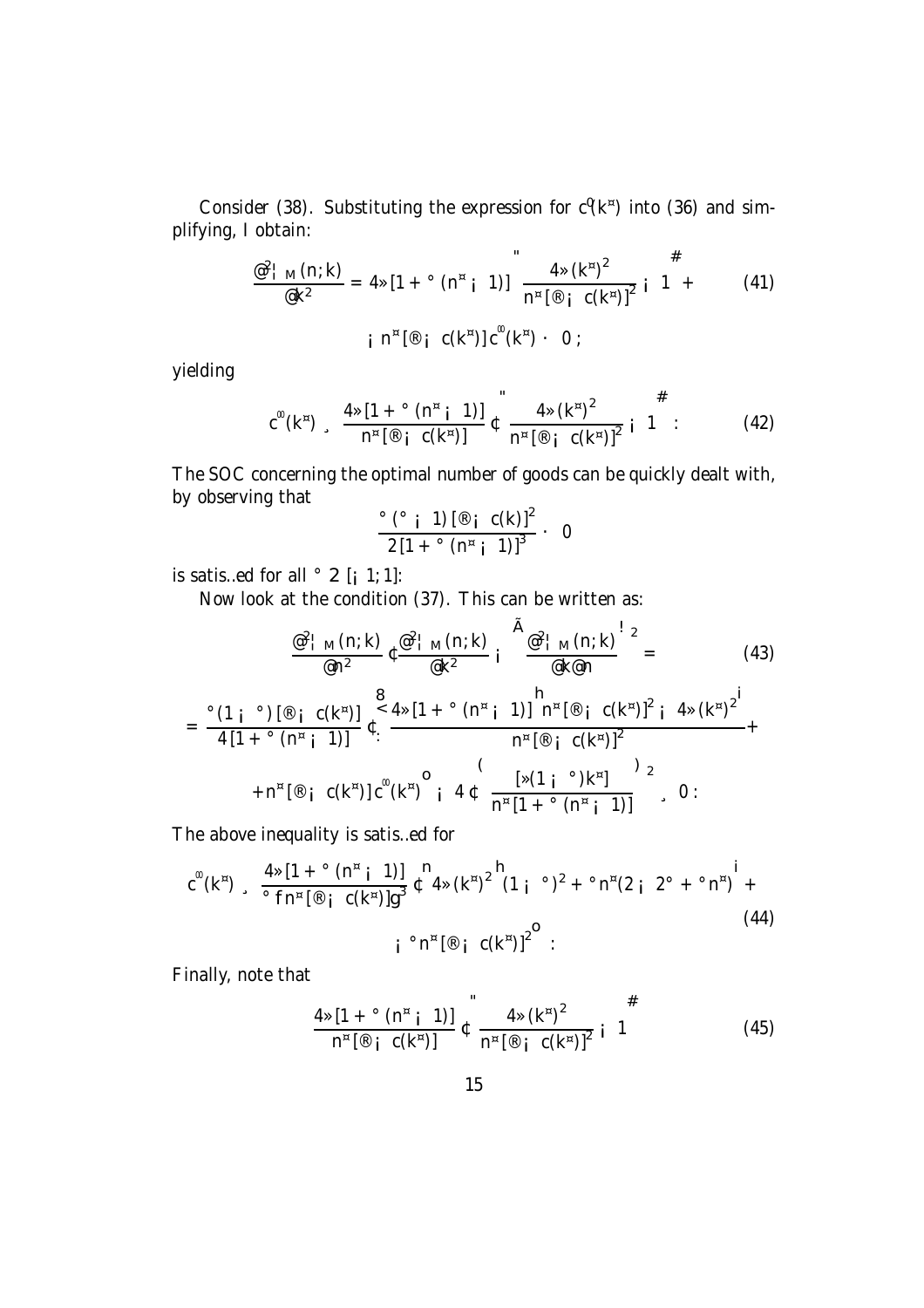Consider (38). Substituting the expression for $c'(k^*)$ into (36) and simplifying, I obtain:

$$\frac{\partial^2 \Pi_M(n;k)}{\partial k^2} = 4\lambda\left[1+\gamma\left(n^*-1\right)\right]\left[\frac{4\lambda\left(k^*\right)^2}{n^*\left[\alpha-c(k^*)\right]^2}-1\right]+ \tag{41}$$

$$-n^*\left[\alpha-c(k^*)\right]c''(k^*) \leq 0;$$

yielding

$$c''(k^*) \geq \frac{4\lambda\left[1+\gamma\left(n^*-1\right)\right]}{n^*\left[\alpha-c(k^*)\right]}\cdot\left[\frac{4\lambda\left(k^*\right)^2}{n^*\left[\alpha-c(k^*)\right]^2}-1\right]. \tag{42}$$

The SOC concerning the optimal number of goods can be quickly dealt with, by observing that

$$\frac{\gamma\left(\gamma-1\right)\left[\alpha-c(k)\right]^2}{2\left[1+\gamma\left(n^*-1\right)\right]^3} \leq 0$$

is satisfied for all $\gamma \in [-1;1]$.

Now look at the condition (37). This can be written as:

$$\frac{\partial^2 \Pi_M(n;k)}{\partial n^2}\cdot\frac{\partial^2 \Pi_M(n;k)}{\partial k^2}-\left(\frac{\partial^2 \Pi_M(n;k)}{\partial k\partial n}\right)^2= \tag{43}$$

$$=\frac{\gamma\left(1-\gamma\right)\left[\alpha-c(k^*)\right]}{4\left[1+\gamma\left(n^*-1\right)\right]}\cdot\left\{\frac{4\lambda\left[1+\gamma\left(n^*-1\right)\right]\left[n^*\left[\alpha-c(k^*)\right]^2-4\lambda\left(k^*\right)^2\right]}{n^*\left[\alpha-c(k^*)\right]^2}+\right.$$

$$\left.+n^*\left[\alpha-c(k^*)\right]c''(k^*)\right\}-4\cdot\left\{\frac{\left[\lambda(1-\gamma)k^*\right]}{n^*\left[1+\gamma\left(n^*-1\right)\right]}\right\}^2 \geq 0.$$

The above inequality is satisfied for

$$c''(k^*) \geq \frac{4\lambda\left[1+\gamma\left(n^*-1\right)\right]}{\gamma\left\{n^*\left[\alpha-c(k^*)\right]\right\}^3}\cdot\left\{4\lambda\left(k^*\right)^2\left[\left(1-\gamma\right)^2+\gamma n^*\left(2-2\gamma+\gamma n^*\right)\right]+\right. \tag{44}$$

$$\left.-\gamma n^*\left[\alpha-c(k^*)\right]^2\right\}.$$

Finally, note that

$$\frac{4\lambda\left[1+\gamma\left(n^*-1\right)\right]}{n^*\left[\alpha-c(k^*)\right]}\cdot\left[\frac{4\lambda\left(k^*\right)^2}{n^*\left[\alpha-c(k^*)\right]^2}-1\right] \tag{45}$$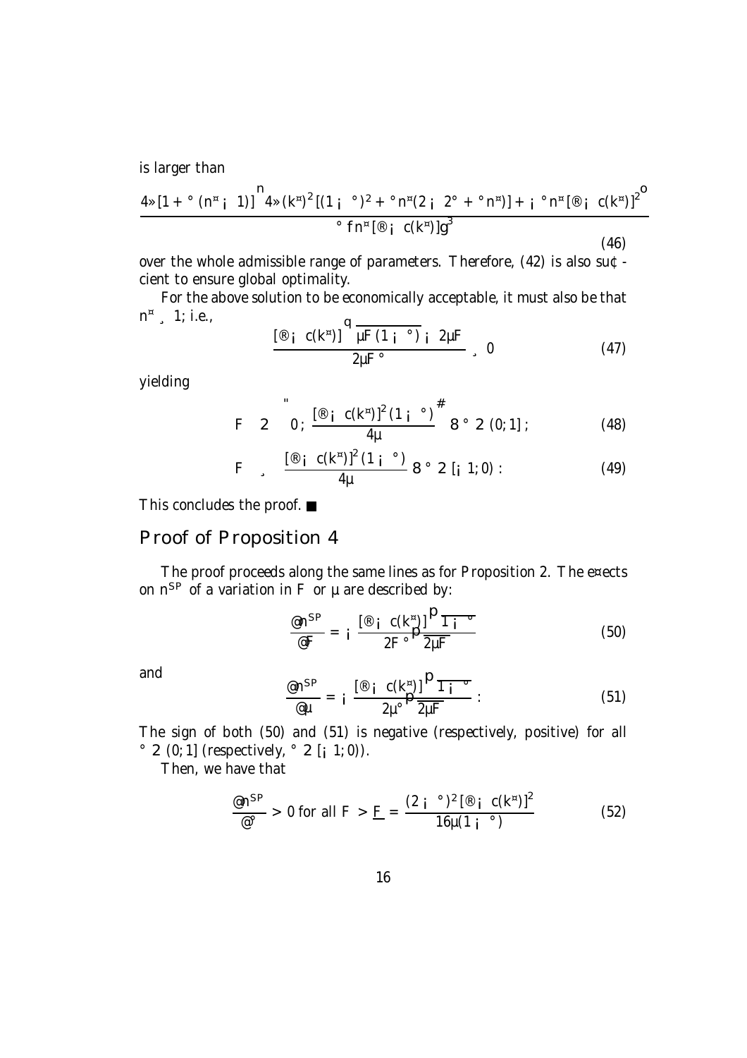is larger than

$$\frac{4\lambda\left[1+\gamma\left(n^{*}-1\right)\right]\left\{4\lambda\left(k^{*}\right)^{2}\left[(1-\gamma)^{2}+\gamma n^{*}(2-2\gamma+\gamma n^{*})\right]+-\gamma n^{*}\left[\alpha-c(k^{*})\right]^{2}\right\}}{\gamma f n^{*}\left[\alpha-c(k^{*})\right]g^{3}} \tag{46}$$

over the whole admissible range of parameters. Therefore, (42) is also sufficient to ensure global optimality.

For the above solution to be economically acceptable, it must also be that $n^{*} \geq 1$; i.e.,

$$\frac{\left[\alpha-c(k^{*})\right]\sqrt{\mu F(1-\gamma)}-2\mu F}{2\mu F\gamma} \geq 0 \tag{47}$$

yielding

$$F \in \left[0;\ \frac{\left[\alpha-c(k^{*})\right]^{2}(1-\gamma)}{4\mu}\right] \forall \gamma \in (0,1]; \tag{48}$$

$$F \geq \frac{\left[\alpha-c(k^{*})\right]^{2}(1-\gamma)}{4\mu} \forall \gamma \in [-1,0): \tag{49}$$

This concludes the proof. ■

## Proof of Proposition 4

The proof proceeds along the same lines as for Proposition 2. The effects on $n^{SP}$ of a variation in $F$ or $\mu$ are described by:

$$\frac{\partial n^{SP}}{\partial F} = -\frac{\left[\alpha-c(k^{*})\right]\sqrt{1-\gamma}}{2F\gamma\sqrt{2\mu F}} \tag{50}$$

and

$$\frac{\partial n^{SP}}{\partial \mu} = -\frac{\left[\alpha-c(k^{*})\right]\sqrt{1-\gamma}}{2\mu\gamma\sqrt{2\mu F}}: \tag{51}$$

The sign of both (50) and (51) is negative (respectively, positive) for all $\gamma \in (0,1]$ (respectively, $\gamma \in [-1,0)$).

Then, we have that

$$\frac{\partial n^{SP}}{\partial \gamma} > 0 \text{ for all } F > \underline{F} = \frac{(2-\gamma)^{2}\left[\alpha-c(k^{*})\right]^{2}}{16\mu(1-\gamma)} \tag{52}$$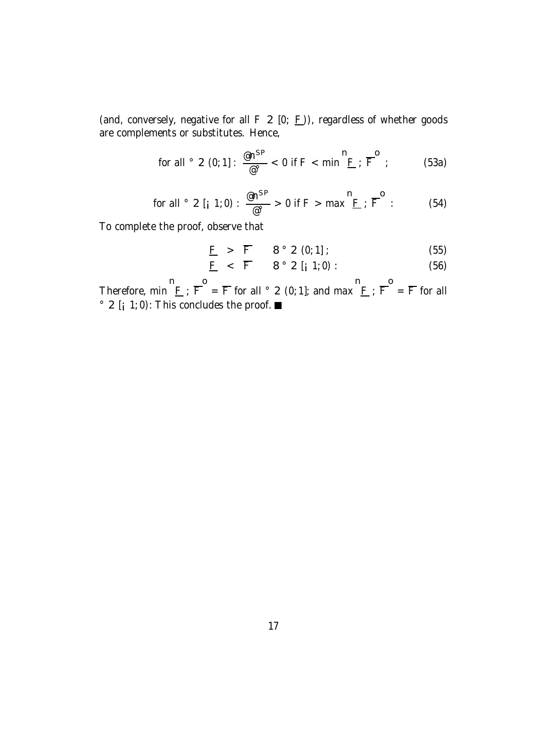(and, conversely, negative for all $F \in [0; \underline{F})$), regardless of whether goods are complements or substitutes. Hence,

$$\text{for all } \gamma \in (0;1] : \frac{\partial n^{SP}}{\partial \gamma} < 0 \text{ if } F < \min\left\{\underline{F}; \overline{F}\right\}; \tag{53a}$$

$$\text{for all } \gamma \in [-1;0) : \frac{\partial n^{SP}}{\partial \gamma} > 0 \text{ if } F > \max\left\{\underline{F}; \overline{F}\right\}: \tag{54}$$

To complete the proof, observe that

$$\underline{F} > \overline{F} \quad \forall \gamma \in (0;1]; \tag{55}$$

$$\underline{F} < \overline{F} \quad \forall \gamma \in [-1;0): \tag{56}$$

Therefore, $\min\left\{\underline{F}; \overline{F}\right\} = \overline{F}$ for all $\gamma \in (0;1]$; and $\max\left\{\underline{F}; \overline{F}\right\} = \overline{F}$ for all $\gamma \in [-1;0)$: This concludes the proof. ■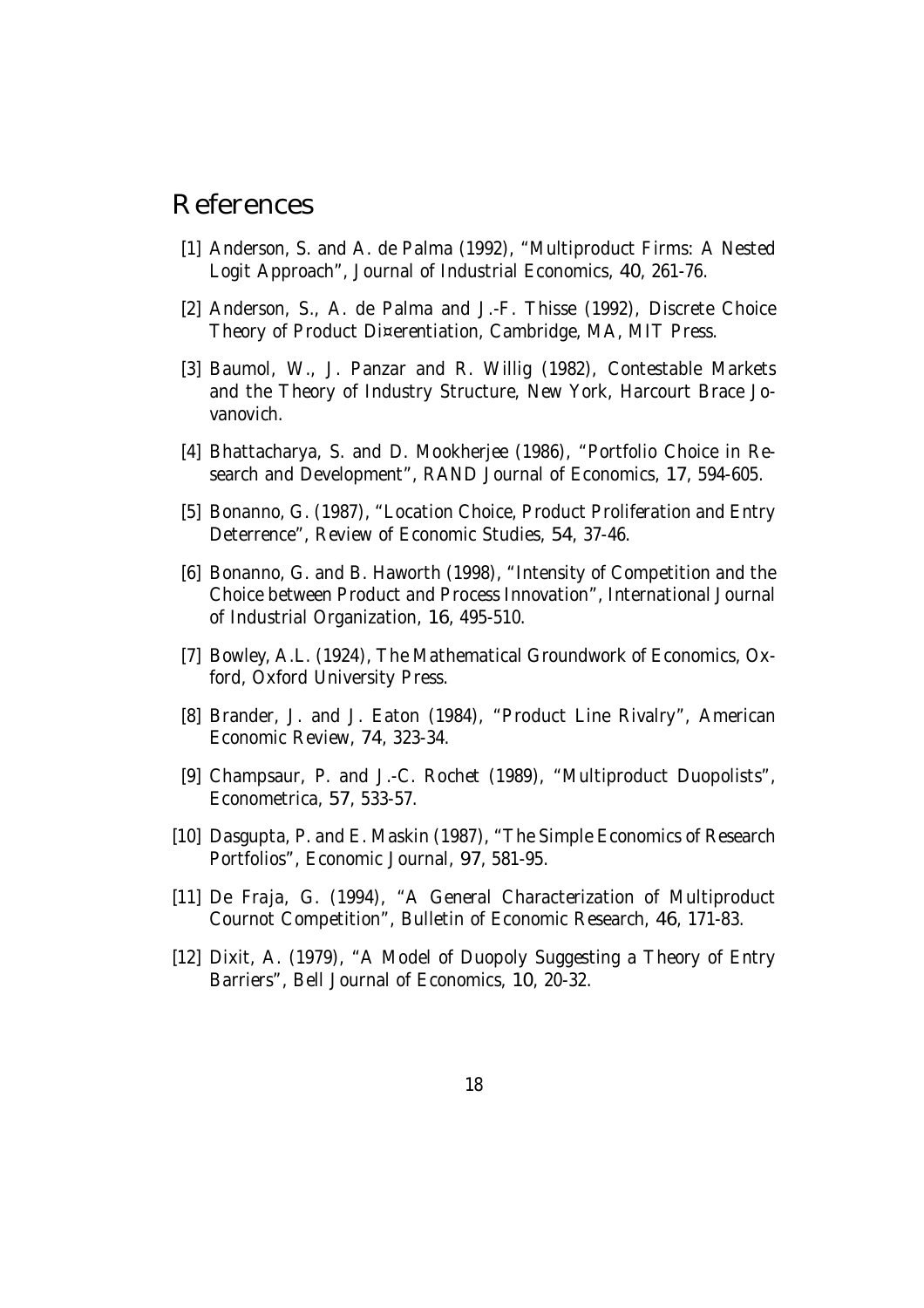# References

[1] Anderson, S. and A. de Palma (1992), "Multiproduct Firms: A Nested Logit Approach", Journal of Industrial Economics, **40**, 261-76.

[2] Anderson, S., A. de Palma and J.-F. Thisse (1992), Discrete Choice Theory of Product Di¤erentiation, Cambridge, MA, MIT Press.

[3] Baumol, W., J. Panzar and R. Willig (1982), Contestable Markets and the Theory of Industry Structure, New York, Harcourt Brace Jovanovich.

[4] Bhattacharya, S. and D. Mookherjee (1986), "Portfolio Choice in Research and Development", RAND Journal of Economics, **17**, 594-605.

[5] Bonanno, G. (1987), "Location Choice, Product Proliferation and Entry Deterrence", Review of Economic Studies, **54**, 37-46.

[6] Bonanno, G. and B. Haworth (1998), "Intensity of Competition and the Choice between Product and Process Innovation", International Journal of Industrial Organization, **16**, 495-510.

[7] Bowley, A.L. (1924), The Mathematical Groundwork of Economics, Oxford, Oxford University Press.

[8] Brander, J. and J. Eaton (1984), "Product Line Rivalry", American Economic Review, **74**, 323-34.

[9] Champsaur, P. and J.-C. Rochet (1989), "Multiproduct Duopolists", Econometrica, **57**, 533-57.

[10] Dasgupta, P. and E. Maskin (1987), "The Simple Economics of Research Portfolios", Economic Journal, **97**, 581-95.

[11] De Fraja, G. (1994), "A General Characterization of Multiproduct Cournot Competition", Bulletin of Economic Research, **46**, 171-83.

[12] Dixit, A. (1979), "A Model of Duopoly Suggesting a Theory of Entry Barriers", Bell Journal of Economics, **10**, 20-32.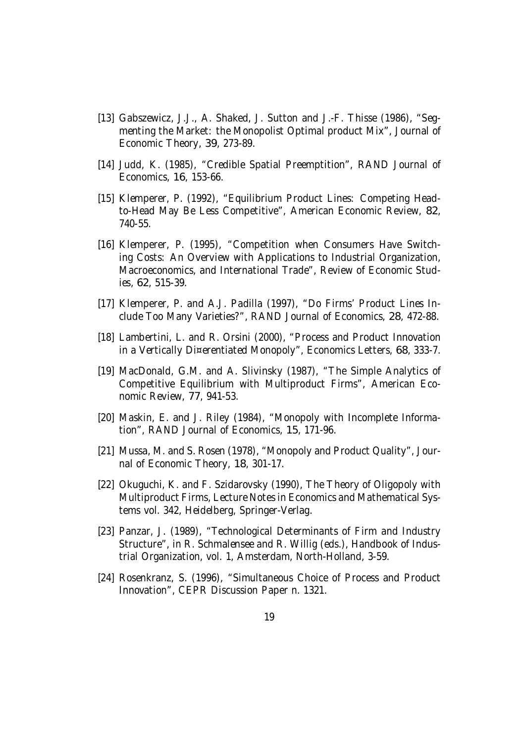[13] Gabszewicz, J.J., A. Shaked, J. Sutton and J.-F. Thisse (1986), "Segmenting the Market: the Monopolist Optimal product Mix", Journal of Economic Theory, 39, 273-89.

[14] Judd, K. (1985), "Credible Spatial Preemption", RAND Journal of Economics, 16, 153-66.

[15] Klemperer, P. (1992), "Equilibrium Product Lines: Competing Head-to-Head May Be Less Competitive", American Economic Review, 82, 740-55.

[16] Klemperer, P. (1995), "Competition when Consumers Have Switching Costs: An Overview with Applications to Industrial Organization, Macroeconomics, and International Trade", Review of Economic Studies, 62, 515-39.

[17] Klemperer, P. and A.J. Padilla (1997), "Do Firms' Product Lines Include Too Many Varieties?", RAND Journal of Economics, 28, 472-88.

[18] Lambertini, L. and R. Orsini (2000), "Process and Product Innovation in a Vertically Di¤erentiated Monopoly", Economics Letters, 68, 333-7.

[19] MacDonald, G.M. and A. Slivinsky (1987), "The Simple Analytics of Competitive Equilibrium with Multiproduct Firms", American Economic Review, 77, 941-53.

[20] Maskin, E. and J. Riley (1984), "Monopoly with Incomplete Information", RAND Journal of Economics, 15, 171-96.

[21] Mussa, M. and S. Rosen (1978), "Monopoly and Product Quality", Journal of Economic Theory, 18, 301-17.

[22] Okuguchi, K. and F. Szidarovsky (1990), The Theory of Oligopoly with Multiproduct Firms, Lecture Notes in Economics and Mathematical Systems vol. 342, Heidelberg, Springer-Verlag.

[23] Panzar, J. (1989), "Technological Determinants of Firm and Industry Structure", in R. Schmalensee and R. Willig (eds.), Handbook of Industrial Organization, vol. 1, Amsterdam, North-Holland, 3-59.

[24] Rosenkranz, S. (1996), "Simultaneous Choice of Process and Product Innovation", CEPR Discussion Paper n. 1321.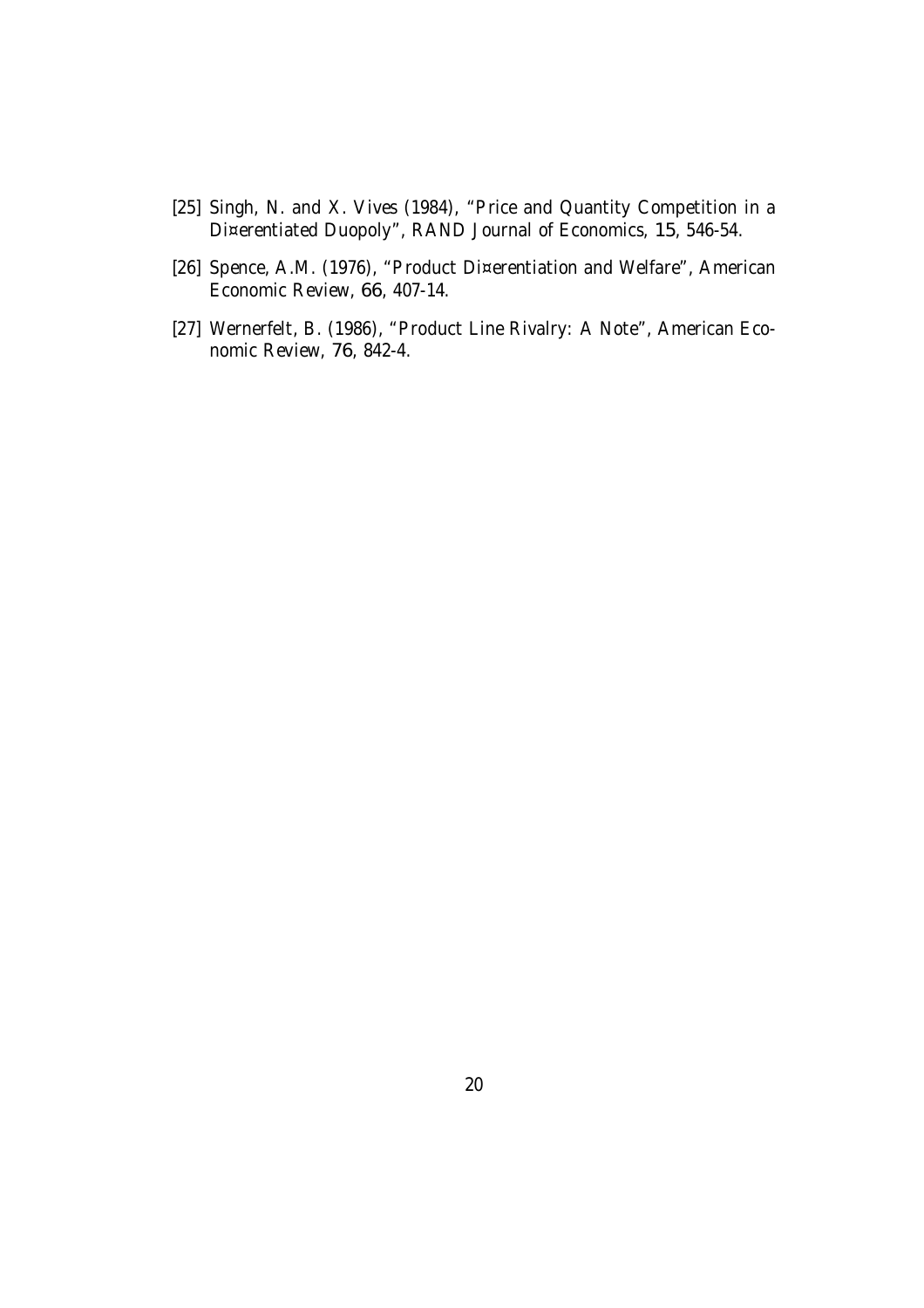[25] Singh, N. and X. Vives (1984), "Price and Quantity Competition in a Di¤erentiated Duopoly", RAND Journal of Economics, 15, 546-54.

[26] Spence, A.M. (1976), "Product Di¤erentiation and Welfare", American Economic Review, 66, 407-14.

[27] Wernerfelt, B. (1986), "Product Line Rivalry: A Note", American Economic Review, 76, 842-4.